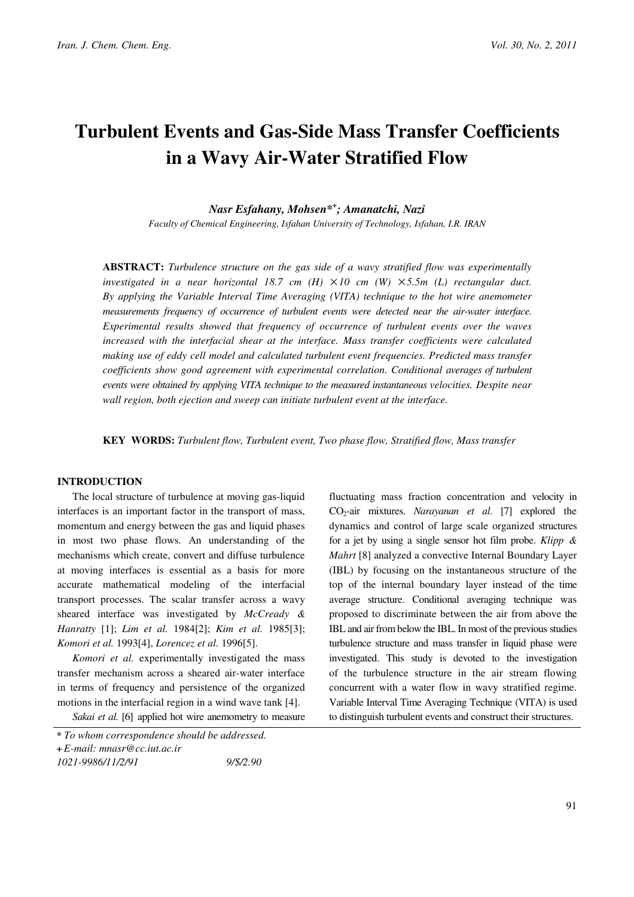# Turbulent Events and Gas-Side Mass Transfer Coefficients in a Wavy Air-Water Stratified Flow

***Nasr Esfahany, Mohsen**[*+]**; Amanatchi, Nazi***

*Faculty of Chemical Engineering, Isfahan University of Technology, Isfahan, I.R. IRAN*

**ABSTRACT:** *Turbulence structure on the gas side of a wavy stratified flow was experimentally investigated in a near horizontal 18.7 cm (H) × 10 cm (W) × 5.5m (L) rectangular duct. By applying the Variable Interval Time Averaging (VITA) technique to the hot wire anemometer measurements frequency of occurrence of turbulent events were detected near the air-water interface. Experimental results showed that frequency of occurrence of turbulent events over the waves increased with the interfacial shear at the interface. Mass transfer coefficients were calculated making use of eddy cell model and calculated turbulent event frequencies. Predicted mass transfer coefficients show good agreement with experimental correlation. Conditional averages of turbulent events were obtained by applying VITA technique to the measured instantaneous velocities. Despite near wall region, both ejection and sweep can initiate turbulent event at the interface.*

**KEY WORDS:** *Turbulent flow, Turbulent event, Two phase flow, Stratified flow, Mass transfer*

## INTRODUCTION

The local structure of turbulence at moving gas-liquid interfaces is an important factor in the transport of mass, momentum and energy between the gas and liquid phases in most two phase flows. An understanding of the mechanisms which create, convert and diffuse turbulence at moving interfaces is essential as a basis for more accurate mathematical modeling of the interfacial transport processes. The scalar transfer across a wavy sheared interface was investigated by *McCready & Hanratty* [1]; *Lim et al.* 1984[2]; *Kim et al.* 1985[3]; *Komori et al.* 1993[4], *Lorencez et al.* 1996[5].

*Komori et al.* experimentally investigated the mass transfer mechanism across a sheared air-water interface in terms of frequency and persistence of the organized motions in the interfacial region in a wind wave tank [4].

*Sakai et al.* [6] applied hot wire anemometry to measure fluctuating mass fraction concentration and velocity in $CO_2$-air mixtures. *Narayanan et al.* [7] explored the dynamics and control of large scale organized structures for a jet by using a single sensor hot film probe. *Klipp & Mahrt* [8] analyzed a convective Internal Boundary Layer (IBL) by focusing on the instantaneous structure of the top of the internal boundary layer instead of the time average structure. Conditional averaging technique was proposed to discriminate between the air from above the IBL and air from below the IBL. In most of the previous studies turbulence structure and mass transfer in liquid phase were investigated. This study is devoted to the investigation of the turbulence structure in the air stream flowing concurrent with a water flow in wavy stratified regime. Variable Interval Time Averaging Technique (VITA) is used to distinguish turbulent events and construct their structures.

\* *To whom correspondence should be addressed.*
\+ *E-mail: mnasr@cc.iut.ac.ir*
*1021-9986/11/2/91 9/$/2.90*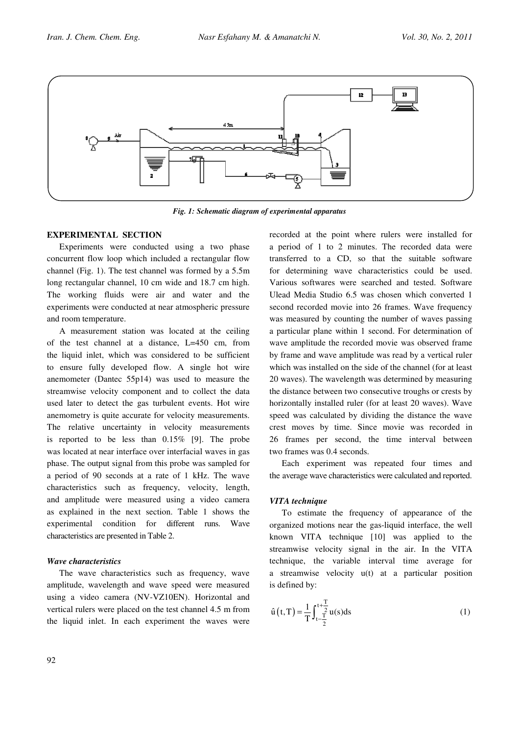Fig. 1: Schematic diagram of experimental apparatus

## EXPERIMENTAL SECTION

Experiments were conducted using a two phase concurrent flow loop which included a rectangular flow channel (Fig. 1). The test channel was formed by a 5.5m long rectangular channel, 10 cm wide and 18.7 cm high. The working fluids were air and water and the experiments were conducted at near atmospheric pressure and room temperature.

A measurement station was located at the ceiling of the test channel at a distance, L=450 cm, from the liquid inlet, which was considered to be sufficient to ensure fully developed flow. A single hot wire anemometer (Dantec 55p14) was used to measure the streamwise velocity component and to collect the data used later to detect the gas turbulent events. Hot wire anemometry is quite accurate for velocity measurements. The relative uncertainty in velocity measurements is reported to be less than 0.15% [9]. The probe was located at near interface over interfacial waves in gas phase. The output signal from this probe was sampled for a period of 90 seconds at a rate of 1 kHz. The wave characteristics such as frequency, velocity, length, and amplitude were measured using a video camera as explained in the next section. Table 1 shows the experimental condition for different runs. Wave characteristics are presented in Table 2.

### *Wave characteristics*

The wave characteristics such as frequency, wave amplitude, wavelength and wave speed were measured using a video camera (NV-VZ10EN). Horizontal and vertical rulers were placed on the test channel 4.5 m from the liquid inlet. In each experiment the waves were recorded at the point where rulers were installed for a period of 1 to 2 minutes. The recorded data were transferred to a CD, so that the suitable software for determining wave characteristics could be used. Various softwares were searched and tested. Software Ulead Media Studio 6.5 was chosen which converted 1 second recorded movie into 26 frames. Wave frequency was measured by counting the number of waves passing a particular plane within 1 second. For determination of wave amplitude the recorded movie was observed frame by frame and wave amplitude was read by a vertical ruler which was installed on the side of the channel (for at least 20 waves). The wavelength was determined by measuring the distance between two consecutive troughs or crests by horizontally installed ruler (for at least 20 waves). Wave speed was calculated by dividing the distance the wave crest moves by time. Since movie was recorded in 26 frames per second, the time interval between two frames was 0.4 seconds.

Each experiment was repeated four times and the average wave characteristics were calculated and reported.

### *VITA technique*

To estimate the frequency of appearance of the organized motions near the gas-liquid interface, the well known VITA technique [10] was applied to the streamwise velocity signal in the air. In the VITA technique, the variable interval time average for a streamwise velocity u(t) at a particular position is defined by:

$$\hat{u}(t,T) = \frac{1}{T}\int_{t-\frac{T}{2}}^{t+\frac{T}{2}} u(s)ds \tag{1}$$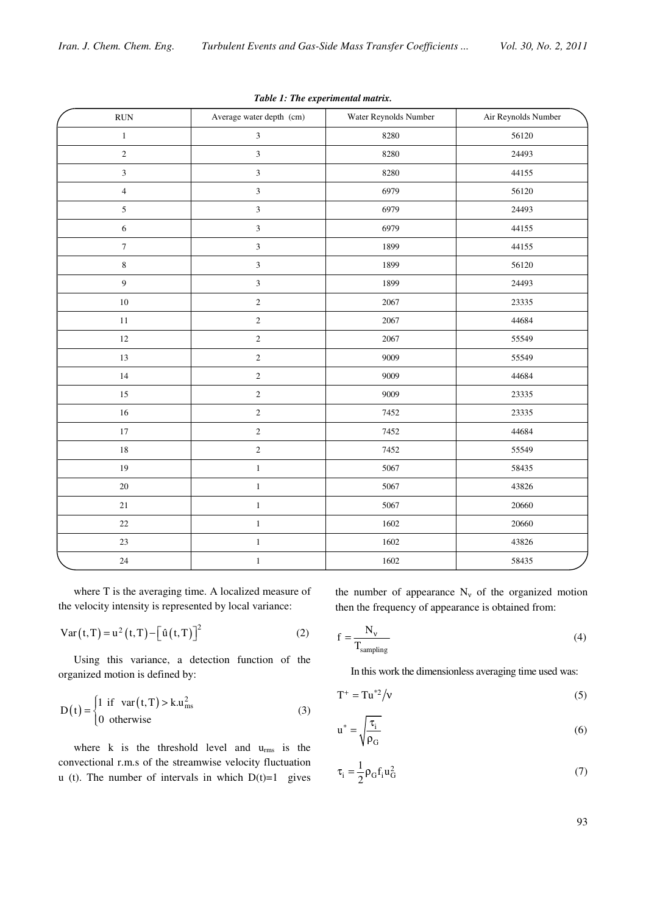*Table 1: The experimental matrix.*

| RUN | Average water depth (cm) | Water Reynolds Number | Air Reynolds Number |
|---|---|---|---|
| 1 | 3 | 8280 | 56120 |
| 2 | 3 | 8280 | 24493 |
| 3 | 3 | 8280 | 44155 |
| 4 | 3 | 6979 | 56120 |
| 5 | 3 | 6979 | 24493 |
| 6 | 3 | 6979 | 44155 |
| 7 | 3 | 1899 | 44155 |
| 8 | 3 | 1899 | 56120 |
| 9 | 3 | 1899 | 24493 |
| 10 | 2 | 2067 | 23335 |
| 11 | 2 | 2067 | 44684 |
| 12 | 2 | 2067 | 55549 |
| 13 | 2 | 9009 | 55549 |
| 14 | 2 | 9009 | 44684 |
| 15 | 2 | 9009 | 23335 |
| 16 | 2 | 7452 | 23335 |
| 17 | 2 | 7452 | 44684 |
| 18 | 2 | 7452 | 55549 |
| 19 | 1 | 5067 | 58435 |
| 20 | 1 | 5067 | 43826 |
| 21 | 1 | 5067 | 20660 |
| 22 | 1 | 1602 | 20660 |
| 23 | 1 | 1602 | 43826 |
| 24 | 1 | 1602 | 58435 |

where T is the averaging time. A localized measure of the velocity intensity is represented by local variance:

$$\mathrm{Var}(t,T) = u^2(t,T) - \left[\hat{u}(t,T)\right]^2 \tag{2}$$

Using this variance, a detection function of the organized motion is defined by:

$$D(t) = \begin{cases} 1 & \text{if } \mathrm{var}(t,T) > k.u_{rms}^2 \\ 0 & \text{otherwise} \end{cases} \tag{3}$$

where k is the threshold level and $u_{rms}$ is the convectional r.m.s of the streamwise velocity fluctuation u (t). The number of intervals in which D(t)=1 gives the number of appearance $N_v$ of the organized motion then the frequency of appearance is obtained from:

$$f = \frac{N_v}{T_{sampling}} \tag{4}$$

In this work the dimensionless averaging time used was:

$$T^+ = Tu^{*2}/\nu \tag{5}$$

$$u^* = \sqrt{\frac{\tau_i}{\rho_G}} \tag{6}$$

$$\tau_i = \frac{1}{2}\rho_G f_i u_G^2 \tag{7}$$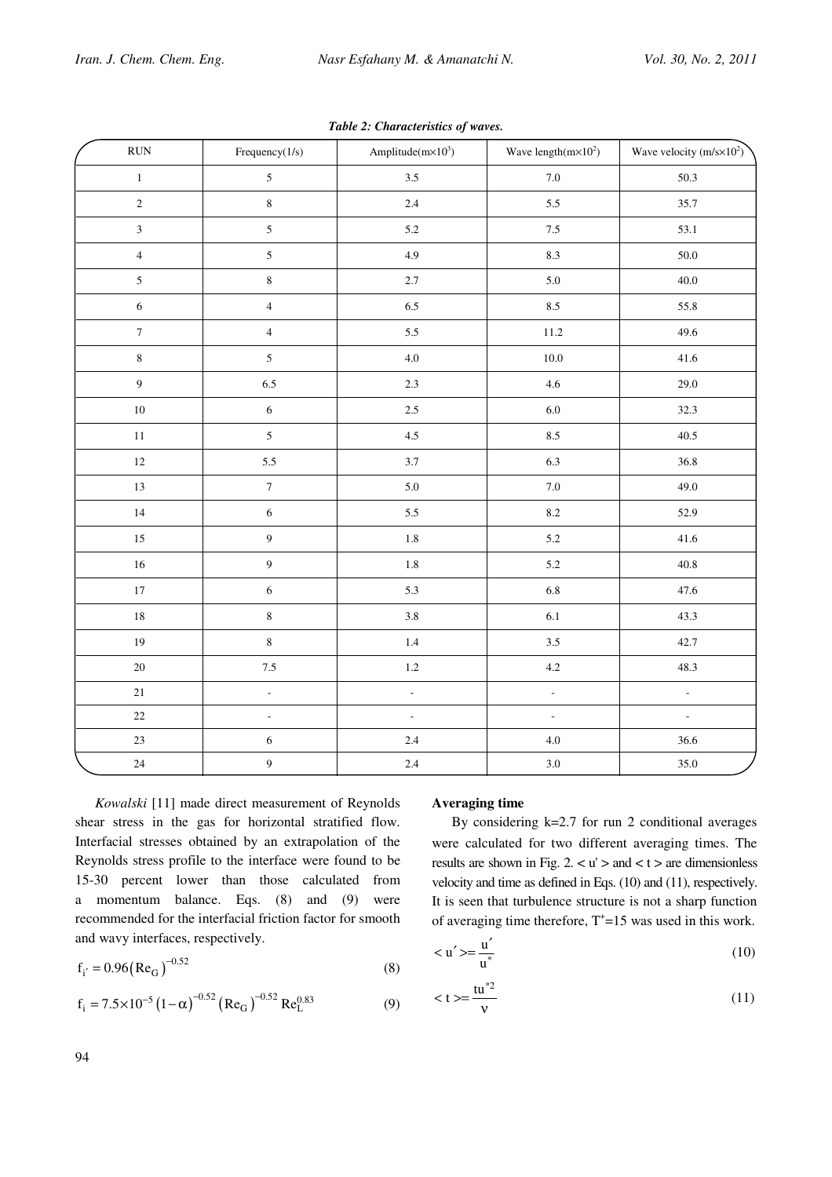*Table 2: Characteristics of waves.*

| RUN | Frequency(1/s) | Amplitude(m×10$^3$) | Wave length(m×10$^2$) | Wave velocity (m/s×10$^2$) |
|---|---|---|---|---|
| 1 | 5 | 3.5 | 7.0 | 50.3 |
| 2 | 8 | 2.4 | 5.5 | 35.7 |
| 3 | 5 | 5.2 | 7.5 | 53.1 |
| 4 | 5 | 4.9 | 8.3 | 50.0 |
| 5 | 8 | 2.7 | 5.0 | 40.0 |
| 6 | 4 | 6.5 | 8.5 | 55.8 |
| 7 | 4 | 5.5 | 11.2 | 49.6 |
| 8 | 5 | 4.0 | 10.0 | 41.6 |
| 9 | 6.5 | 2.3 | 4.6 | 29.0 |
| 10 | 6 | 2.5 | 6.0 | 32.3 |
| 11 | 5 | 4.5 | 8.5 | 40.5 |
| 12 | 5.5 | 3.7 | 6.3 | 36.8 |
| 13 | 7 | 5.0 | 7.0 | 49.0 |
| 14 | 6 | 5.5 | 8.2 | 52.9 |
| 15 | 9 | 1.8 | 5.2 | 41.6 |
| 16 | 9 | 1.8 | 5.2 | 40.8 |
| 17 | 6 | 5.3 | 6.8 | 47.6 |
| 18 | 8 | 3.8 | 6.1 | 43.3 |
| 19 | 8 | 1.4 | 3.5 | 42.7 |
| 20 | 7.5 | 1.2 | 4.2 | 48.3 |
| 21 | - | - | - | - |
| 22 | - | - | - | - |
| 23 | 6 | 2.4 | 4.0 | 36.6 |
| 24 | 9 | 2.4 | 3.0 | 35.0 |

*Kowalski* [11] made direct measurement of Reynolds shear stress in the gas for horizontal stratified flow. Interfacial stresses obtained by an extrapolation of the Reynolds stress profile to the interface were found to be 15-30 percent lower than those calculated from a momentum balance. Eqs. (8) and (9) were recommended for the interfacial friction factor for smooth and wavy interfaces, respectively.

$$f_{i'} = 0.96\left(\mathrm{Re}_G\right)^{-0.52} \tag{8}$$

$$f_i = 7.5\times10^{-5}\left(1-\alpha\right)^{-0.52}\left(\mathrm{Re}_G\right)^{-0.52}\mathrm{Re}_L^{0.83} \tag{9}$$

**Averaging time**

By considering k=2.7 for run 2 conditional averages were calculated for two different averaging times. The results are shown in Fig. 2. $< u' >$ and $< t >$ are dimensionless velocity and time as defined in Eqs. (10) and (11), respectively. It is seen that turbulence structure is not a sharp function of averaging time therefore, $T^+=15$ was used in this work.

$$< u' >= \frac{u'}{u^*} \tag{10}$$

$$< t >= \frac{t u^{*2}}{\nu} \tag{11}$$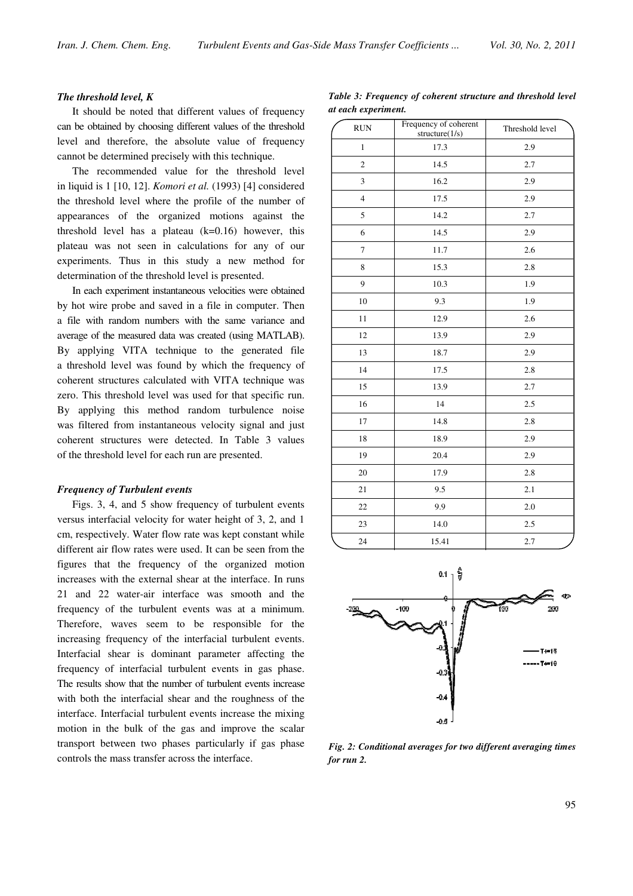### *The threshold level, K*

It should be noted that different values of frequency can be obtained by choosing different values of the threshold level and therefore, the absolute value of frequency cannot be determined precisely with this technique.

The recommended value for the threshold level in liquid is 1 [10, 12]. *Komori et al.* (1993) [4] considered the threshold level where the profile of the number of appearances of the organized motions against the threshold level has a plateau (k=0.16) however, this plateau was not seen in calculations for any of our experiments. Thus in this study a new method for determination of the threshold level is presented.

In each experiment instantaneous velocities were obtained by hot wire probe and saved in a file in computer. Then a file with random numbers with the same variance and average of the measured data was created (using MATLAB). By applying VITA technique to the generated file a threshold level was found by which the frequency of coherent structures calculated with VITA technique was zero. This threshold level was used for that specific run. By applying this method random turbulence noise was filtered from instantaneous velocity signal and just coherent structures were detected. In Table 3 values of the threshold level for each run are presented.

### *Frequency of Turbulent events*

Figs. 3, 4, and 5 show frequency of turbulent events versus interfacial velocity for water height of 3, 2, and 1 cm, respectively. Water flow rate was kept constant while different air flow rates were used. It can be seen from the figures that the frequency of the organized motion increases with the external shear at the interface. In runs 21 and 22 water-air interface was smooth and the frequency of the turbulent events was at a minimum. Therefore, waves seem to be responsible for the increasing frequency of the interfacial turbulent events. Interfacial shear is dominant parameter affecting the frequency of interfacial turbulent events in gas phase. The results show that the number of turbulent events increase with both the interfacial shear and the roughness of the interface. Interfacial turbulent events increase the mixing motion in the bulk of the gas and improve the scalar transport between two phases particularly if gas phase controls the mass transfer across the interface.

*Table 3: Frequency of coherent structure and threshold level at each experiment.*

| RUN | Frequency of coherent structure(1/s) | Threshold level |
|---|---|---|
| 1 | 17.3 | 2.9 |
| 2 | 14.5 | 2.7 |
| 3 | 16.2 | 2.9 |
| 4 | 17.5 | 2.9 |
| 5 | 14.2 | 2.7 |
| 6 | 14.5 | 2.9 |
| 7 | 11.7 | 2.6 |
| 8 | 15.3 | 2.8 |
| 9 | 10.3 | 1.9 |
| 10 | 9.3 | 1.9 |
| 11 | 12.9 | 2.6 |
| 12 | 13.9 | 2.9 |
| 13 | 18.7 | 2.9 |
| 14 | 17.5 | 2.8 |
| 15 | 13.9 | 2.7 |
| 16 | 14 | 2.5 |
| 17 | 14.8 | 2.8 |
| 18 | 18.9 | 2.9 |
| 19 | 20.4 | 2.9 |
| 20 | 17.9 | 2.8 |
| 21 | 9.5 | 2.1 |
| 22 | 9.9 | 2.0 |
| 23 | 14.0 | 2.5 |
| 24 | 15.41 | 2.7 |

*Fig. 2: Conditional averages for two different averaging times for run 2.*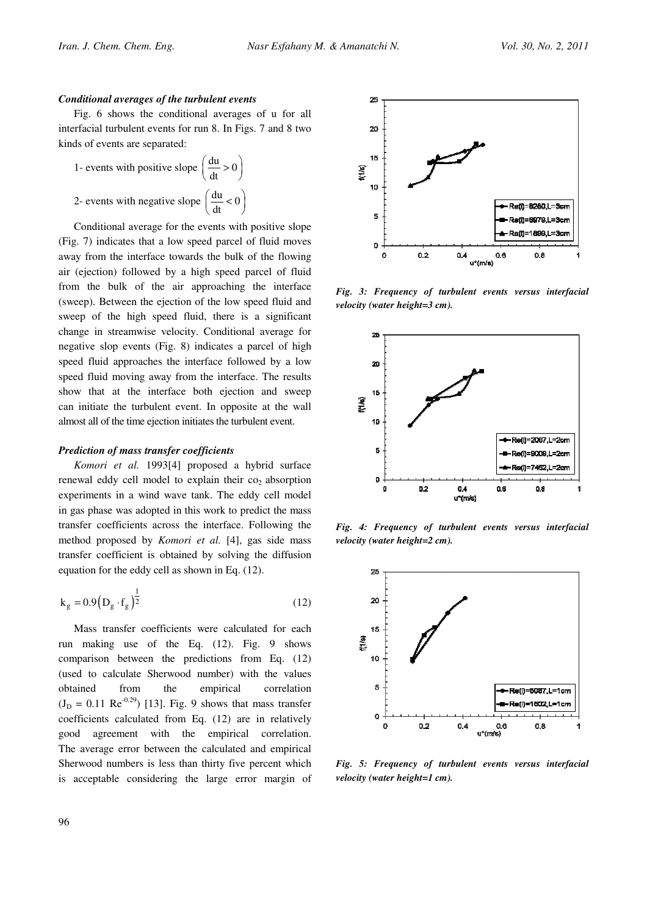### *Conditional averages of the turbulent events*

Fig. 6 shows the conditional averages of u for all interfacial turbulent events for run 8. In Figs. 7 and 8 two kinds of events are separated:

1- events with positive slope $\left(\frac{du}{dt} > 0\right)$

2- events with negative slope $\left(\frac{du}{dt} < 0\right)$

Conditional average for the events with positive slope (Fig. 7) indicates that a low speed parcel of fluid moves away from the interface towards the bulk of the flowing air (ejection) followed by a high speed parcel of fluid from the bulk of the air approaching the interface (sweep). Between the ejection of the low speed fluid and sweep of the high speed fluid, there is a significant change in streamwise velocity. Conditional average for negative slop events (Fig. 8) indicates a parcel of high speed fluid approaches the interface followed by a low speed fluid moving away from the interface. The results show that at the interface both ejection and sweep can initiate the turbulent event. In opposite at the wall almost all of the time ejection initiates the turbulent event.

### *Prediction of mass transfer coefficients*

*Komori et al.* 1993[4] proposed a hybrid surface renewal eddy cell model to explain their $co_2$ absorption experiments in a wind wave tank. The eddy cell model in gas phase was adopted in this work to predict the mass transfer coefficients across the interface. Following the method proposed by *Komori et al.* [4], gas side mass transfer coefficient is obtained by solving the diffusion equation for the eddy cell as shown in Eq. (12).

$$k_g = 0.9\left(D_g \cdot f_g\right)^{\frac{1}{2}} \tag{12}$$

Mass transfer coefficients were calculated for each run making use of the Eq. (12). Fig. 9 shows comparison between the predictions from Eq. (12) (used to calculate Sherwood number) with the values obtained from the empirical correlation ($J_D = 0.11\ Re^{-0.29}$) [13]. Fig. 9 shows that mass transfer coefficients calculated from Eq. (12) are in relatively good agreement with the empirical correlation. The average error between the calculated and empirical Sherwood numbers is less than thirty five percent which is acceptable considering the large error margin of

*Fig. 3: Frequency of turbulent events versus interfacial velocity (water height=3 cm).*

*Fig. 4: Frequency of turbulent events versus interfacial velocity (water height=2 cm).*

*Fig. 5: Frequency of turbulent events versus interfacial velocity (water height=1 cm).*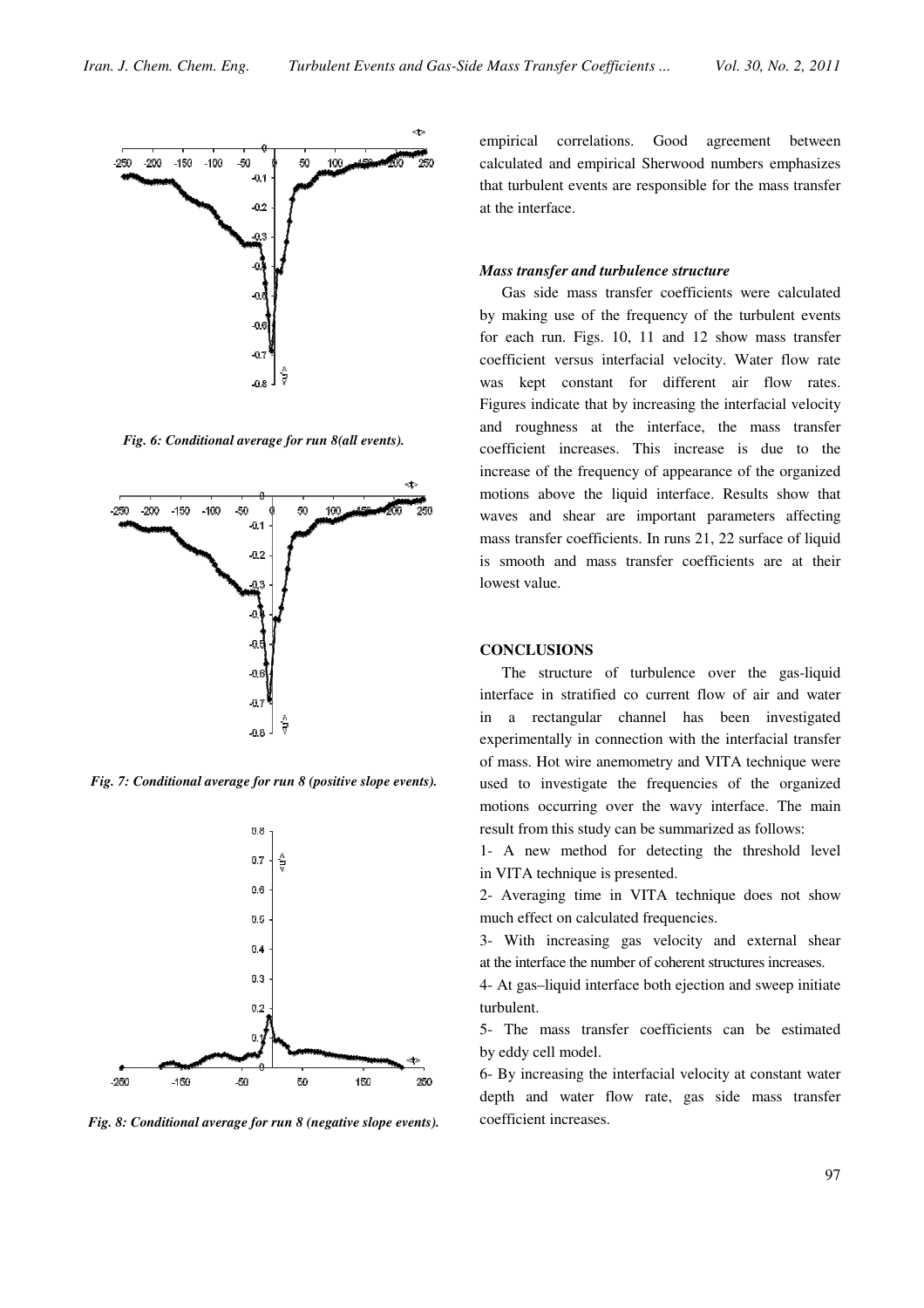*Fig. 6: Conditional average for run 8(all events).*

*Fig. 7: Conditional average for run 8 (positive slope events).*

*Fig. 8: Conditional average for run 8 (negative slope events).*

empirical correlations. Good agreement between calculated and empirical Sherwood numbers emphasizes that turbulent events are responsible for the mass transfer at the interface.

### *Mass transfer and turbulence structure*

Gas side mass transfer coefficients were calculated by making use of the frequency of the turbulent events for each run. Figs. 10, 11 and 12 show mass transfer coefficient versus interfacial velocity. Water flow rate was kept constant for different air flow rates. Figures indicate that by increasing the interfacial velocity and roughness at the interface, the mass transfer coefficient increases. This increase is due to the increase of the frequency of appearance of the organized motions above the liquid interface. Results show that waves and shear are important parameters affecting mass transfer coefficients. In runs 21, 22 surface of liquid is smooth and mass transfer coefficients are at their lowest value.

## CONCLUSIONS

The structure of turbulence over the gas-liquid interface in stratified co current flow of air and water in a rectangular channel has been investigated experimentally in connection with the interfacial transfer of mass. Hot wire anemometry and VITA technique were used to investigate the frequencies of the organized motions occurring over the wavy interface. The main result from this study can be summarized as follows:

1- A new method for detecting the threshold level in VITA technique is presented.

2- Averaging time in VITA technique does not show much effect on calculated frequencies.

3- With increasing gas velocity and external shear at the interface the number of coherent structures increases.

4- At gas–liquid interface both ejection and sweep initiate turbulent.

5- The mass transfer coefficients can be estimated by eddy cell model.

6- By increasing the interfacial velocity at constant water depth and water flow rate, gas side mass transfer coefficient increases.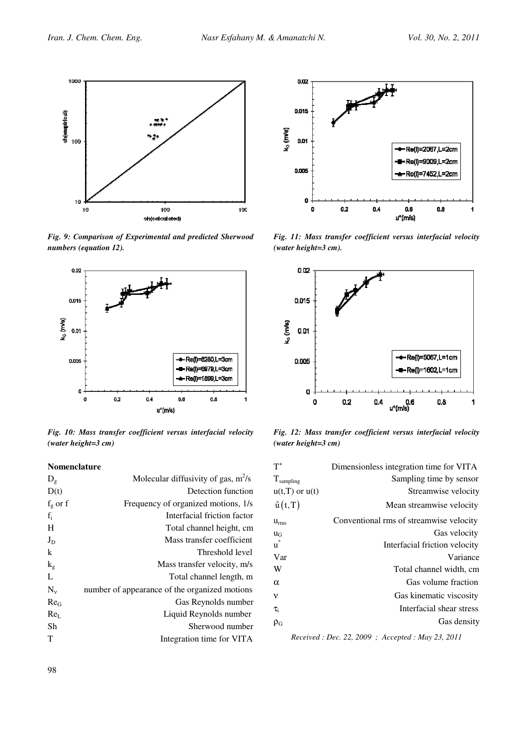*Fig. 9: Comparison of Experimental and predicted Sherwood numbers (equation 12).*

*Fig. 10: Mass transfer coefficient versus interfacial velocity (water height=3 cm)*

*Fig. 11: Mass transfer coefficient versus interfacial velocity (water height=3 cm).*

*Fig. 12: Mass transfer coefficient versus interfacial velocity (water height=3 cm)*

**Nomenclature**

| | |
|---|---|
| $D_g$ | Molecular diffusivity of gas, $m^2/s$ |
| D(t) | Detection function |
| $f_g$ or f | Frequency of organized motions, 1/s |
| $f_i$ | Interfacial friction factor |
| H | Total channel height, cm |
| $J_D$ | Mass transfer coefficient |
| k | Threshold level |
| $k_g$ | Mass transfer velocity, m/s |
| L | Total channel length, m |
| $N_v$ | number of appearance of the organized motions |
| $Re_G$ | Gas Reynolds number |
| $Re_L$ | Liquid Reynolds number |
| Sh | Sherwood number |
| T | Integration time for VITA |
| $T^+$ | Dimensionless integration time for VITA |
| $T_{sampling}$ | Sampling time by sensor |
| u(t,T) or u(t) | Streamwise velocity |
| $\hat{u}(t,T)$ | Mean streamwise velocity |
| $u_{rms}$ | Conventional rms of streamwise velocity |
| $u_G$ | Gas velocity |
| $u^*$ | Interfacial friction velocity |
| Var | Variance |
| W | Total channel width, cm |
| $\alpha$ | Gas volume fraction |
| $\nu$ | Gas kinematic viscosity |
| $\tau_i$ | Interfacial shear stress |
| $\rho_G$ | Gas density |

*Received : Dec. 22, 2009 ; Accepted : May 23, 2011*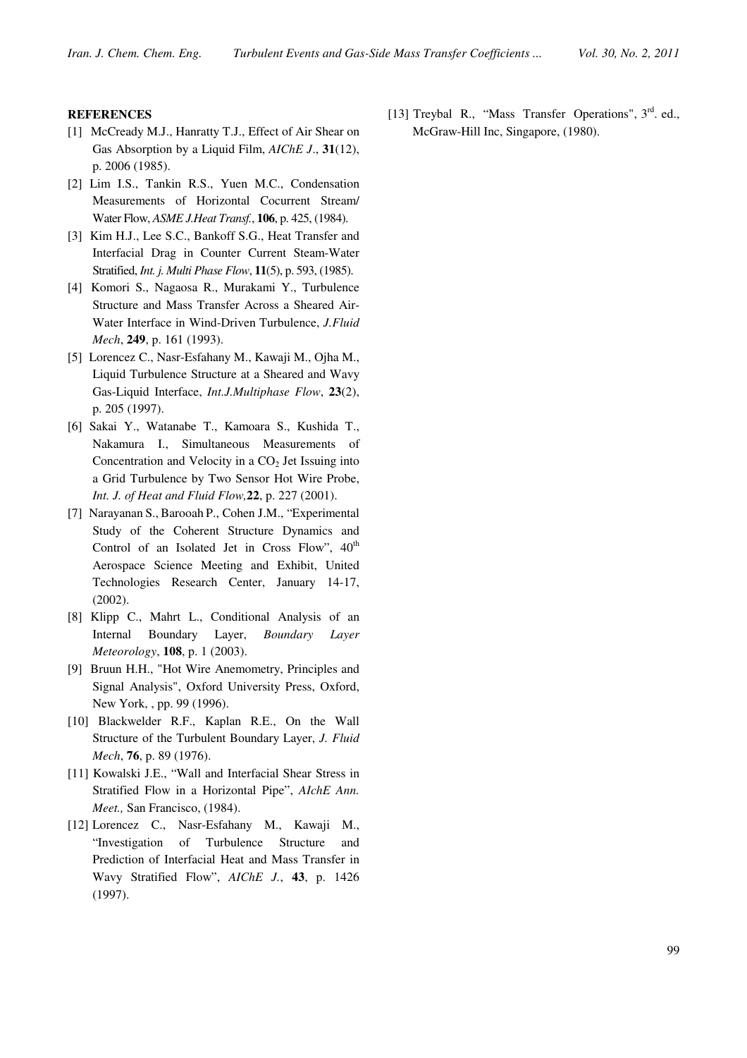**REFERENCES**

[1] McCready M.J., Hanratty T.J., Effect of Air Shear on Gas Absorption by a Liquid Film, *AIChE J*., **31**(12), p. 2006 (1985).

[2] Lim I.S., Tankin R.S., Yuen M.C., Condensation Measurements of Horizontal Cocurrent Stream/ Water Flow, *ASME J.Heat Transf.*, **106**, p. 425, (1984).

[3] Kim H.J., Lee S.C., Bankoff S.G., Heat Transfer and Interfacial Drag in Counter Current Steam-Water Stratified, *Int. j. Multi Phase Flow*, **11**(5), p. 593, (1985).

[4] Komori S., Nagaosa R., Murakami Y., Turbulence Structure and Mass Transfer Across a Sheared Air-Water Interface in Wind-Driven Turbulence, *J.Fluid Mech*, **249**, p. 161 (1993).

[5] Lorencez C., Nasr-Esfahany M., Kawaji M., Ojha M., Liquid Turbulence Structure at a Sheared and Wavy Gas-Liquid Interface, *Int.J.Multiphase Flow*, **23**(2), p. 205 (1997).

[6] Sakai Y., Watanabe T., Kamoara S., Kushida T., Nakamura I., Simultaneous Measurements of Concentration and Velocity in a $CO_2$ Jet Issuing into a Grid Turbulence by Two Sensor Hot Wire Probe, *Int. J. of Heat and Fluid Flow,* **22**, p. 227 (2001).

[7] Narayanan S., Barooah P., Cohen J.M., "Experimental Study of the Coherent Structure Dynamics and Control of an Isolated Jet in Cross Flow", $40^{th}$ Aerospace Science Meeting and Exhibit, United Technologies Research Center, January 14-17, (2002).

[8] Klipp C., Mahrt L., Conditional Analysis of an Internal Boundary Layer, *Boundary Layer Meteorology*, **108**, p. 1 (2003).

[9] Bruun H.H., "Hot Wire Anemometry, Principles and Signal Analysis", Oxford University Press, Oxford, New York, , pp. 99 (1996).

[10] Blackwelder R.F., Kaplan R.E., On the Wall Structure of the Turbulent Boundary Layer, *J. Fluid Mech*, **76**, p. 89 (1976).

[11] Kowalski J.E., "Wall and Interfacial Shear Stress in Stratified Flow in a Horizontal Pipe", *AIchE Ann. Meet.,* San Francisco, (1984).

[12] Lorencez C., Nasr-Esfahany M., Kawaji M., "Investigation of Turbulence Structure and Prediction of Interfacial Heat and Mass Transfer in Wavy Stratified Flow", *AIChE J.*, **43**, p. 1426 (1997).

[13] Treybal R., "Mass Transfer Operations", $3^{rd}$. ed., McGraw-Hill Inc, Singapore, (1980).